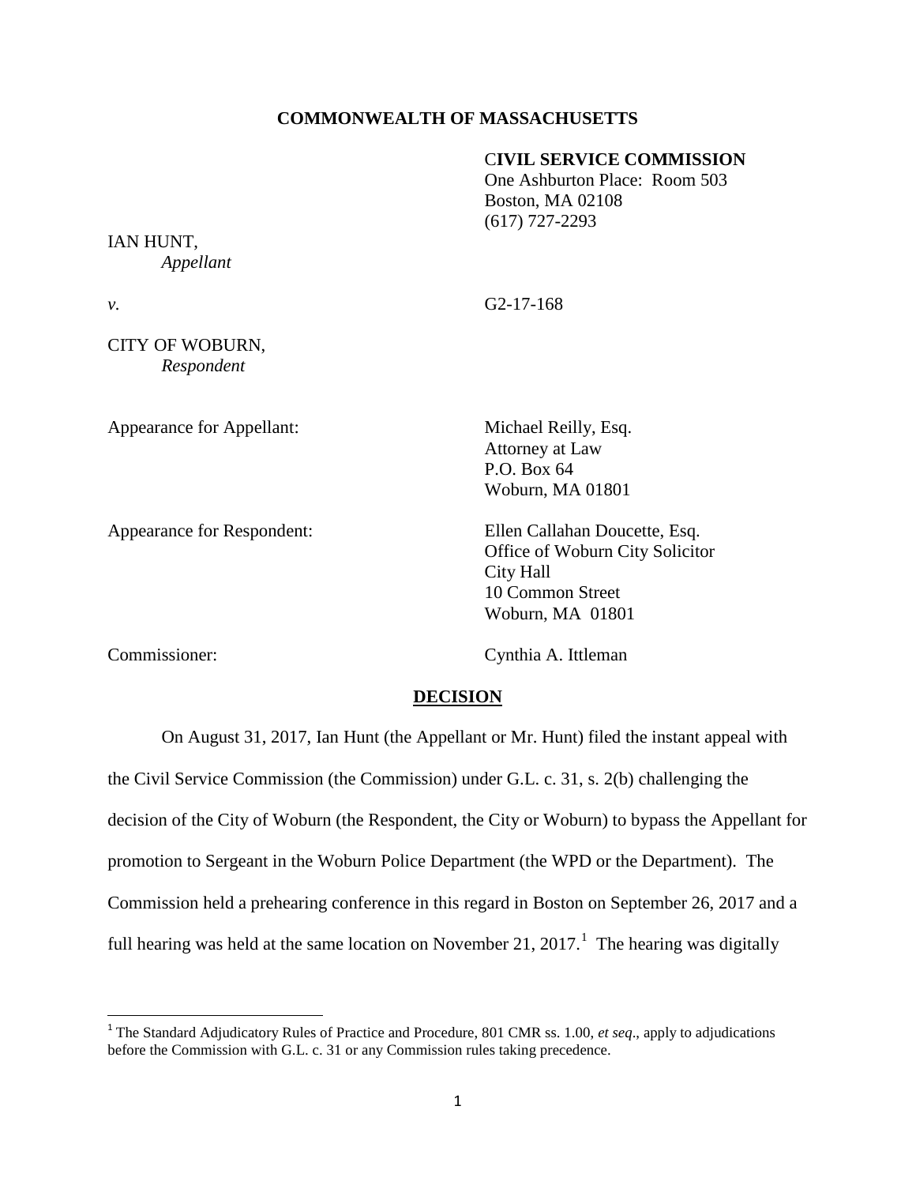**COMMONWEALTH OF MASSACHUSETTS**

**CIVIL SERVICE COMMISSION**
One Ashburton Place: Room 503
Boston, MA 02108
(617) 727-2293

IAN HUNT,
*Appellant*

*v.* G2-17-168

CITY OF WOBURN,
*Respondent*

Appearance for Appellant: Michael Reilly, Esq.
Attorney at Law
P.O. Box 64
Woburn, MA 01801

Appearance for Respondent: Ellen Callahan Doucette, Esq.
Office of Woburn City Solicitor
City Hall
10 Common Street
Woburn, MA 01801

Commissioner: Cynthia A. Ittleman

**DECISION**

On August 31, 2017, Ian Hunt (the Appellant or Mr. Hunt) filed the instant appeal with the Civil Service Commission (the Commission) under G.L. c. 31, s. 2(b) challenging the decision of the City of Woburn (the Respondent, the City or Woburn) to bypass the Appellant for promotion to Sergeant in the Woburn Police Department (the WPD or the Department). The Commission held a prehearing conference in this regard in Boston on September 26, 2017 and a full hearing was held at the same location on November 21, 2017.[1] The hearing was digitally

[1] The Standard Adjudicatory Rules of Practice and Procedure, 801 CMR ss. 1.00, *et seq*., apply to adjudications before the Commission with G.L. c. 31 or any Commission rules taking precedence.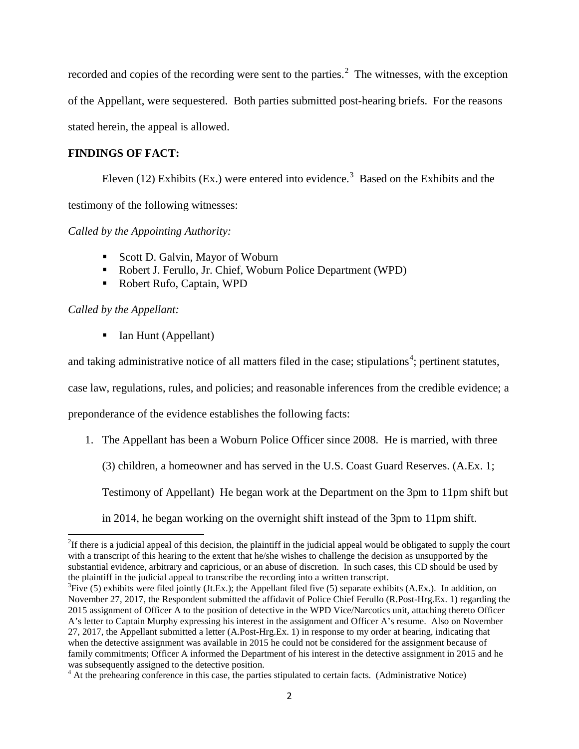recorded and copies of the recording were sent to the parties.[2] The witnesses, with the exception of the Appellant, were sequestered. Both parties submitted post-hearing briefs. For the reasons stated herein, the appeal is allowed.

**FINDINGS OF FACT:**

Eleven (12) Exhibits (Ex.) were entered into evidence.[3] Based on the Exhibits and the testimony of the following witnesses:

*Called by the Appointing Authority:*

- Scott D. Galvin, Mayor of Woburn
- Robert J. Ferullo, Jr. Chief, Woburn Police Department (WPD)
- Robert Rufo, Captain, WPD

*Called by the Appellant:*

- Ian Hunt (Appellant)

and taking administrative notice of all matters filed in the case; stipulations[4]; pertinent statutes, case law, regulations, rules, and policies; and reasonable inferences from the credible evidence; a preponderance of the evidence establishes the following facts:

1. The Appellant has been a Woburn Police Officer since 2008. He is married, with three (3) children, a homeowner and has served in the U.S. Coast Guard Reserves. (A.Ex. 1; Testimony of Appellant) He began work at the Department on the 3pm to 11pm shift but in 2014, he began working on the overnight shift instead of the 3pm to 11pm shift.

---

[2] If there is a judicial appeal of this decision, the plaintiff in the judicial appeal would be obligated to supply the court with a transcript of this hearing to the extent that he/she wishes to challenge the decision as unsupported by the substantial evidence, arbitrary and capricious, or an abuse of discretion. In such cases, this CD should be used by the plaintiff in the judicial appeal to transcribe the recording into a written transcript.

[3] Five (5) exhibits were filed jointly (Jt.Ex.); the Appellant filed five (5) separate exhibits (A.Ex.). In addition, on November 27, 2017, the Respondent submitted the affidavit of Police Chief Ferullo (R.Post-Hrg.Ex. 1) regarding the 2015 assignment of Officer A to the position of detective in the WPD Vice/Narcotics unit, attaching thereto Officer A's letter to Captain Murphy expressing his interest in the assignment and Officer A's resume. Also on November 27, 2017, the Appellant submitted a letter (A.Post-Hrg.Ex. 1) in response to my order at hearing, indicating that when the detective assignment was available in 2015 he could not be considered for the assignment because of family commitments; Officer A informed the Department of his interest in the detective assignment in 2015 and he was subsequently assigned to the detective position.

[4] At the prehearing conference in this case, the parties stipulated to certain facts. (Administrative Notice)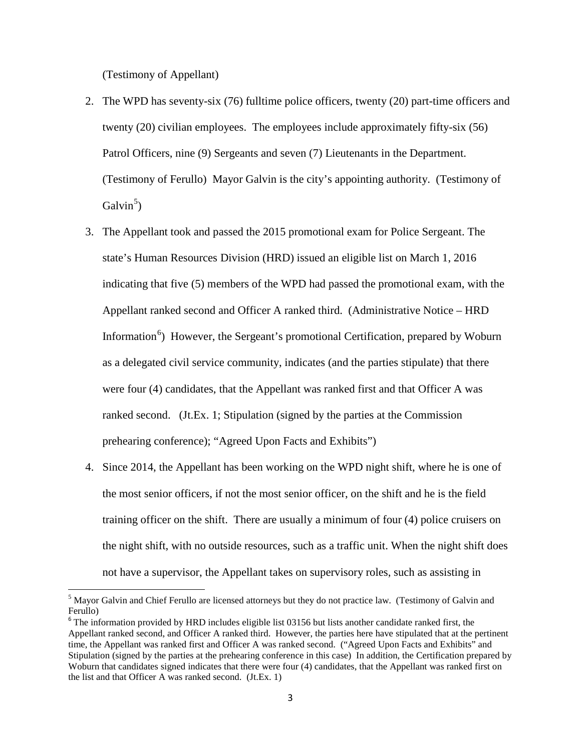(Testimony of Appellant)

2. The WPD has seventy-six (76) fulltime police officers, twenty (20) part-time officers and twenty (20) civilian employees. The employees include approximately fifty-six (56) Patrol Officers, nine (9) Sergeants and seven (7) Lieutenants in the Department. (Testimony of Ferullo) Mayor Galvin is the city's appointing authority. (Testimony of Galvin[5])

3. The Appellant took and passed the 2015 promotional exam for Police Sergeant. The state's Human Resources Division (HRD) issued an eligible list on March 1, 2016 indicating that five (5) members of the WPD had passed the promotional exam, with the Appellant ranked second and Officer A ranked third. (Administrative Notice – HRD Information[6]) However, the Sergeant's promotional Certification, prepared by Woburn as a delegated civil service community, indicates (and the parties stipulate) that there were four (4) candidates, that the Appellant was ranked first and that Officer A was ranked second. (Jt.Ex. 1; Stipulation (signed by the parties at the Commission prehearing conference); "Agreed Upon Facts and Exhibits")

4. Since 2014, the Appellant has been working on the WPD night shift, where he is one of the most senior officers, if not the most senior officer, on the shift and he is the field training officer on the shift. There are usually a minimum of four (4) police cruisers on the night shift, with no outside resources, such as a traffic unit. When the night shift does not have a supervisor, the Appellant takes on supervisory roles, such as assisting in

[5] Mayor Galvin and Chief Ferullo are licensed attorneys but they do not practice law. (Testimony of Galvin and Ferullo)

[6] The information provided by HRD includes eligible list 03156 but lists another candidate ranked first, the Appellant ranked second, and Officer A ranked third. However, the parties here have stipulated that at the pertinent time, the Appellant was ranked first and Officer A was ranked second. ("Agreed Upon Facts and Exhibits" and Stipulation (signed by the parties at the prehearing conference in this case) In addition, the Certification prepared by Woburn that candidates signed indicates that there were four (4) candidates, that the Appellant was ranked first on the list and that Officer A was ranked second. (Jt.Ex. 1)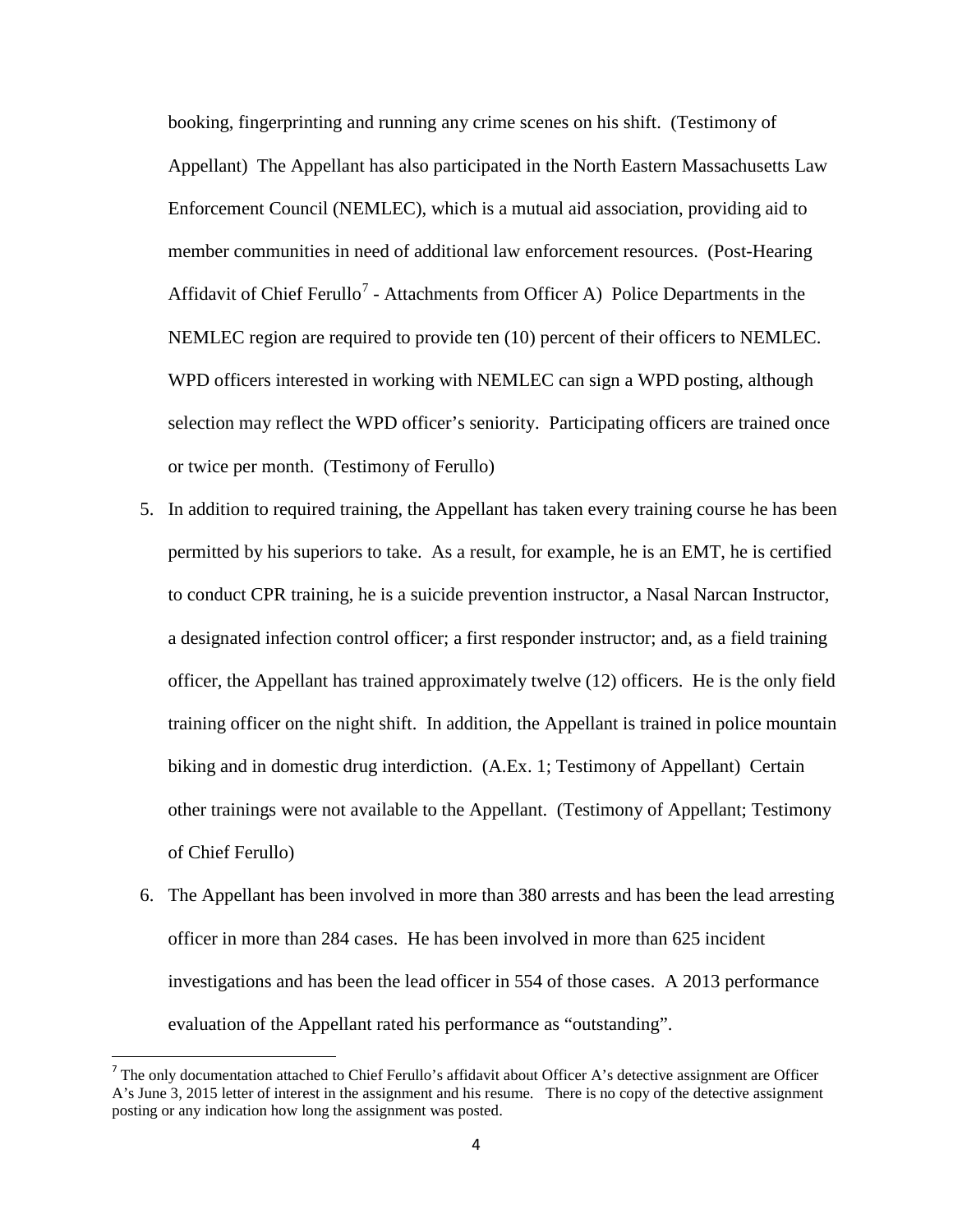booking, fingerprinting and running any crime scenes on his shift. (Testimony of Appellant) The Appellant has also participated in the North Eastern Massachusetts Law Enforcement Council (NEMLEC), which is a mutual aid association, providing aid to member communities in need of additional law enforcement resources. (Post-Hearing Affidavit of Chief Ferullo[7] - Attachments from Officer A) Police Departments in the NEMLEC region are required to provide ten (10) percent of their officers to NEMLEC. WPD officers interested in working with NEMLEC can sign a WPD posting, although selection may reflect the WPD officer's seniority. Participating officers are trained once or twice per month. (Testimony of Ferullo)

5. In addition to required training, the Appellant has taken every training course he has been permitted by his superiors to take. As a result, for example, he is an EMT, he is certified to conduct CPR training, he is a suicide prevention instructor, a Nasal Narcan Instructor, a designated infection control officer; a first responder instructor; and, as a field training officer, the Appellant has trained approximately twelve (12) officers. He is the only field training officer on the night shift. In addition, the Appellant is trained in police mountain biking and in domestic drug interdiction. (A.Ex. 1; Testimony of Appellant) Certain other trainings were not available to the Appellant. (Testimony of Appellant; Testimony of Chief Ferullo)

6. The Appellant has been involved in more than 380 arrests and has been the lead arresting officer in more than 284 cases. He has been involved in more than 625 incident investigations and has been the lead officer in 554 of those cases. A 2013 performance evaluation of the Appellant rated his performance as "outstanding".

---

[7] The only documentation attached to Chief Ferullo's affidavit about Officer A's detective assignment are Officer A's June 3, 2015 letter of interest in the assignment and his resume. There is no copy of the detective assignment posting or any indication how long the assignment was posted.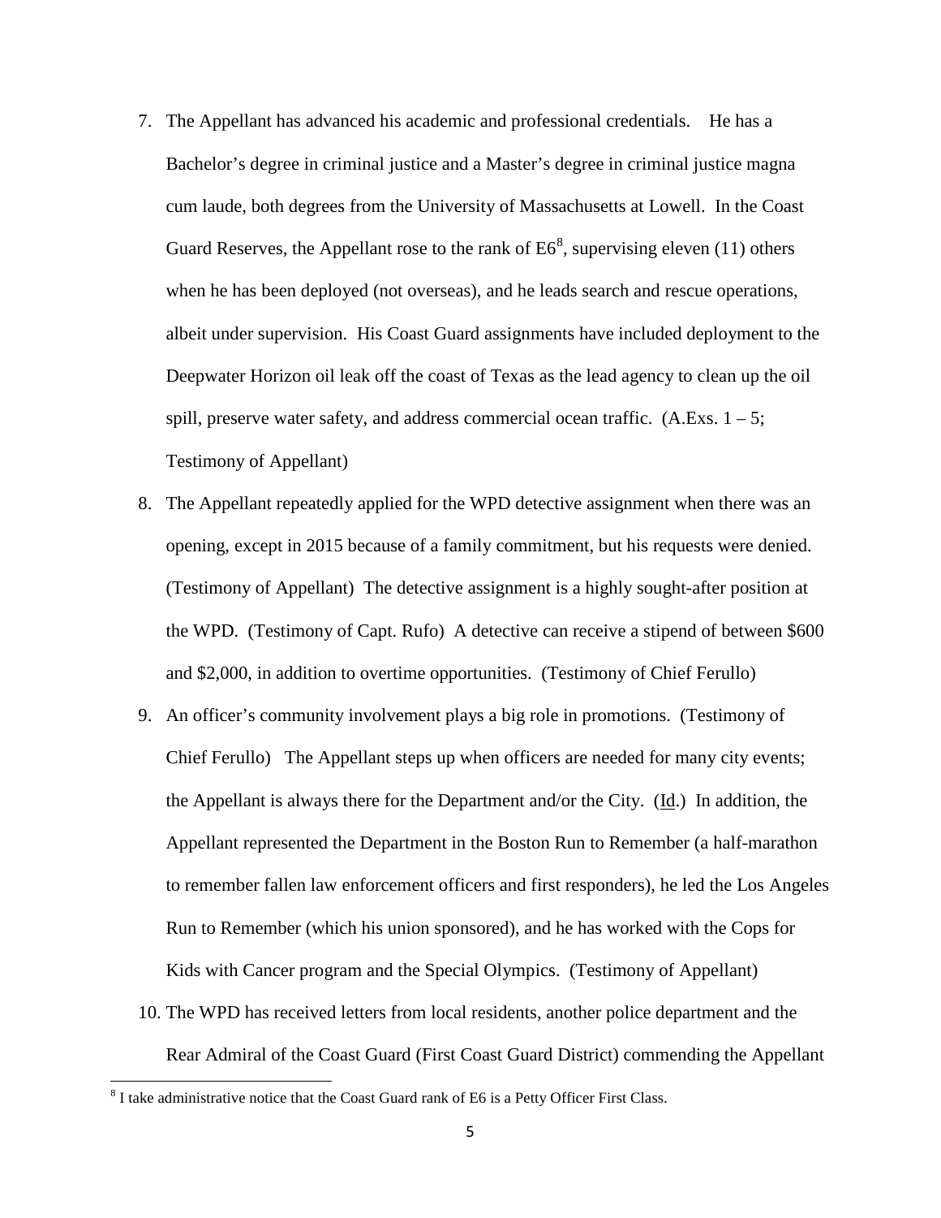7. The Appellant has advanced his academic and professional credentials. He has a Bachelor's degree in criminal justice and a Master's degree in criminal justice magna cum laude, both degrees from the University of Massachusetts at Lowell. In the Coast Guard Reserves, the Appellant rose to the rank of E6[8], supervising eleven (11) others when he has been deployed (not overseas), and he leads search and rescue operations, albeit under supervision. His Coast Guard assignments have included deployment to the Deepwater Horizon oil leak off the coast of Texas as the lead agency to clean up the oil spill, preserve water safety, and address commercial ocean traffic. (A.Exs. 1 – 5; Testimony of Appellant)

8. The Appellant repeatedly applied for the WPD detective assignment when there was an opening, except in 2015 because of a family commitment, but his requests were denied. (Testimony of Appellant) The detective assignment is a highly sought-after position at the WPD. (Testimony of Capt. Rufo) A detective can receive a stipend of between $600 and $2,000, in addition to overtime opportunities. (Testimony of Chief Ferullo)

9. An officer's community involvement plays a big role in promotions. (Testimony of Chief Ferullo) The Appellant steps up when officers are needed for many city events; the Appellant is always there for the Department and/or the City. (Id.) In addition, the Appellant represented the Department in the Boston Run to Remember (a half-marathon to remember fallen law enforcement officers and first responders), he led the Los Angeles Run to Remember (which his union sponsored), and he has worked with the Cops for Kids with Cancer program and the Special Olympics. (Testimony of Appellant)

10. The WPD has received letters from local residents, another police department and the Rear Admiral of the Coast Guard (First Coast Guard District) commending the Appellant

[8] I take administrative notice that the Coast Guard rank of E6 is a Petty Officer First Class.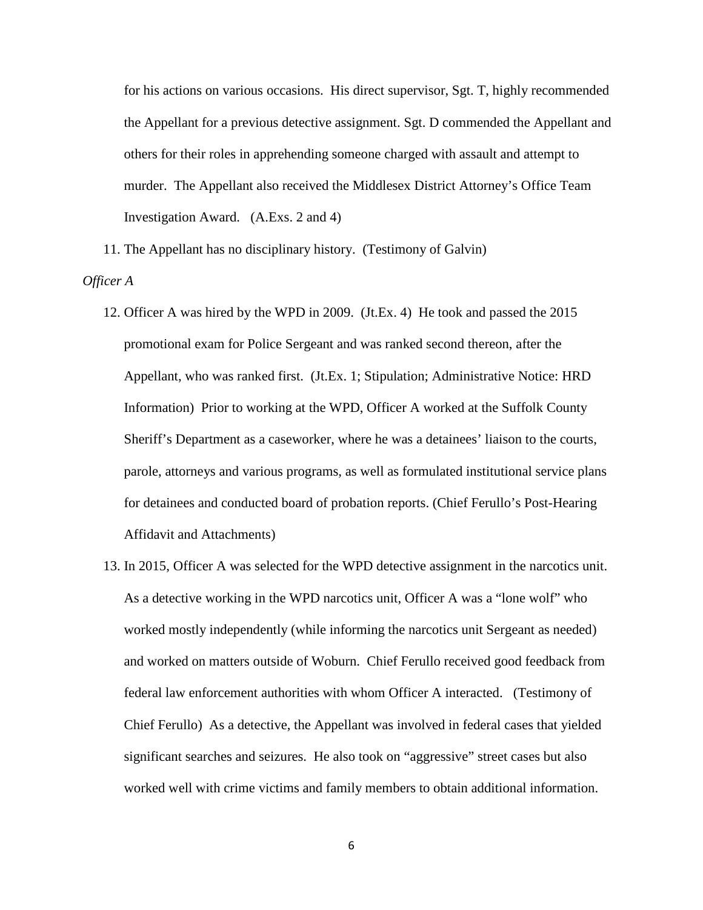for his actions on various occasions. His direct supervisor, Sgt. T, highly recommended the Appellant for a previous detective assignment. Sgt. D commended the Appellant and others for their roles in apprehending someone charged with assault and attempt to murder. The Appellant also received the Middlesex District Attorney's Office Team Investigation Award. (A.Exs. 2 and 4)

11. The Appellant has no disciplinary history. (Testimony of Galvin)

*Officer A*

12. Officer A was hired by the WPD in 2009. (Jt.Ex. 4) He took and passed the 2015 promotional exam for Police Sergeant and was ranked second thereon, after the Appellant, who was ranked first. (Jt.Ex. 1; Stipulation; Administrative Notice: HRD Information) Prior to working at the WPD, Officer A worked at the Suffolk County Sheriff's Department as a caseworker, where he was a detainees' liaison to the courts, parole, attorneys and various programs, as well as formulated institutional service plans for detainees and conducted board of probation reports. (Chief Ferullo's Post-Hearing Affidavit and Attachments)

13. In 2015, Officer A was selected for the WPD detective assignment in the narcotics unit. As a detective working in the WPD narcotics unit, Officer A was a "lone wolf" who worked mostly independently (while informing the narcotics unit Sergeant as needed) and worked on matters outside of Woburn. Chief Ferullo received good feedback from federal law enforcement authorities with whom Officer A interacted. (Testimony of Chief Ferullo) As a detective, the Appellant was involved in federal cases that yielded significant searches and seizures. He also took on "aggressive" street cases but also worked well with crime victims and family members to obtain additional information.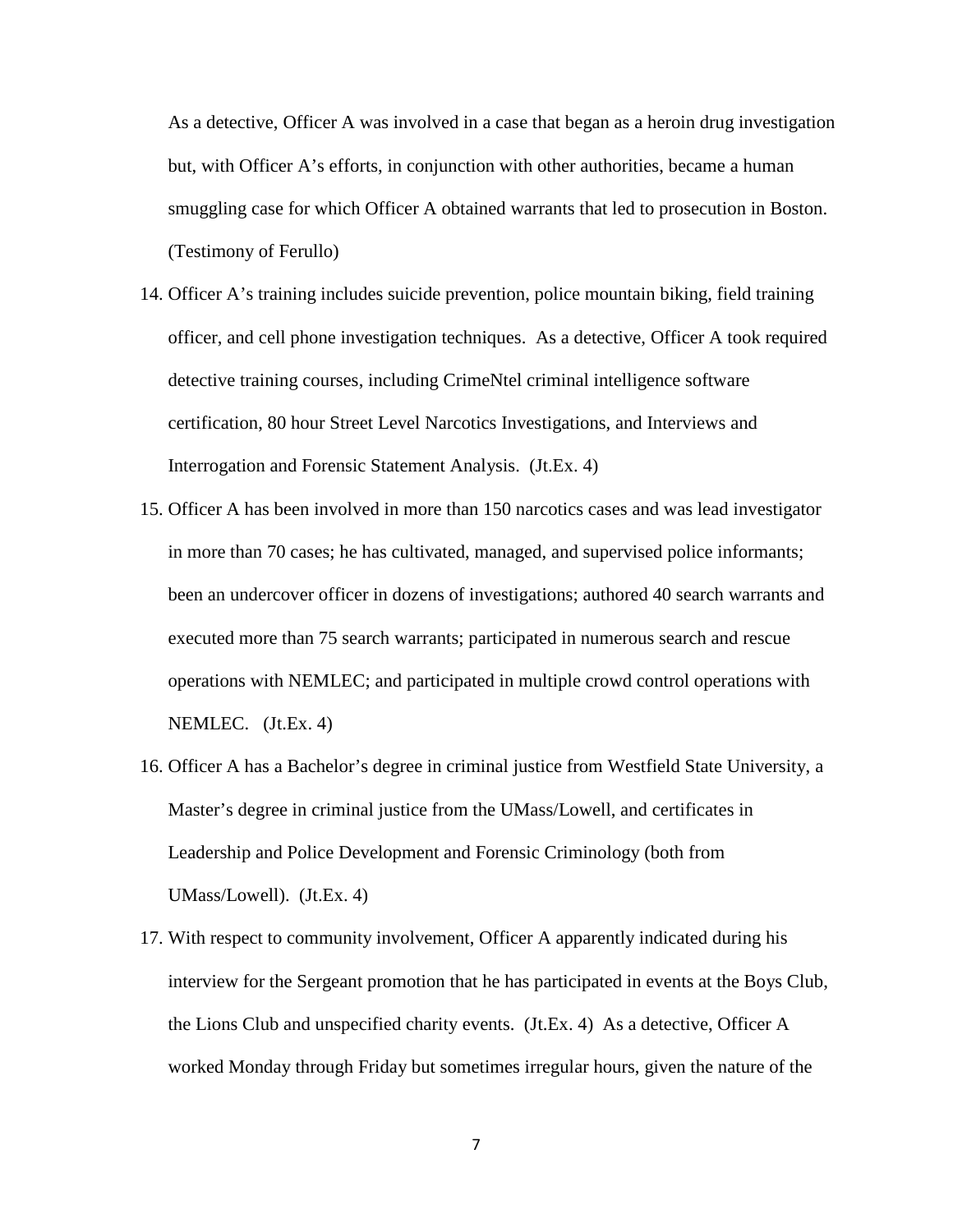As a detective, Officer A was involved in a case that began as a heroin drug investigation but, with Officer A's efforts, in conjunction with other authorities, became a human smuggling case for which Officer A obtained warrants that led to prosecution in Boston. (Testimony of Ferullo)

14. Officer A's training includes suicide prevention, police mountain biking, field training officer, and cell phone investigation techniques. As a detective, Officer A took required detective training courses, including CrimeNtel criminal intelligence software certification, 80 hour Street Level Narcotics Investigations, and Interviews and Interrogation and Forensic Statement Analysis. (Jt.Ex. 4)

15. Officer A has been involved in more than 150 narcotics cases and was lead investigator in more than 70 cases; he has cultivated, managed, and supervised police informants; been an undercover officer in dozens of investigations; authored 40 search warrants and executed more than 75 search warrants; participated in numerous search and rescue operations with NEMLEC; and participated in multiple crowd control operations with NEMLEC. (Jt.Ex. 4)

16. Officer A has a Bachelor's degree in criminal justice from Westfield State University, a Master's degree in criminal justice from the UMass/Lowell, and certificates in Leadership and Police Development and Forensic Criminology (both from UMass/Lowell). (Jt.Ex. 4)

17. With respect to community involvement, Officer A apparently indicated during his interview for the Sergeant promotion that he has participated in events at the Boys Club, the Lions Club and unspecified charity events. (Jt.Ex. 4) As a detective, Officer A worked Monday through Friday but sometimes irregular hours, given the nature of the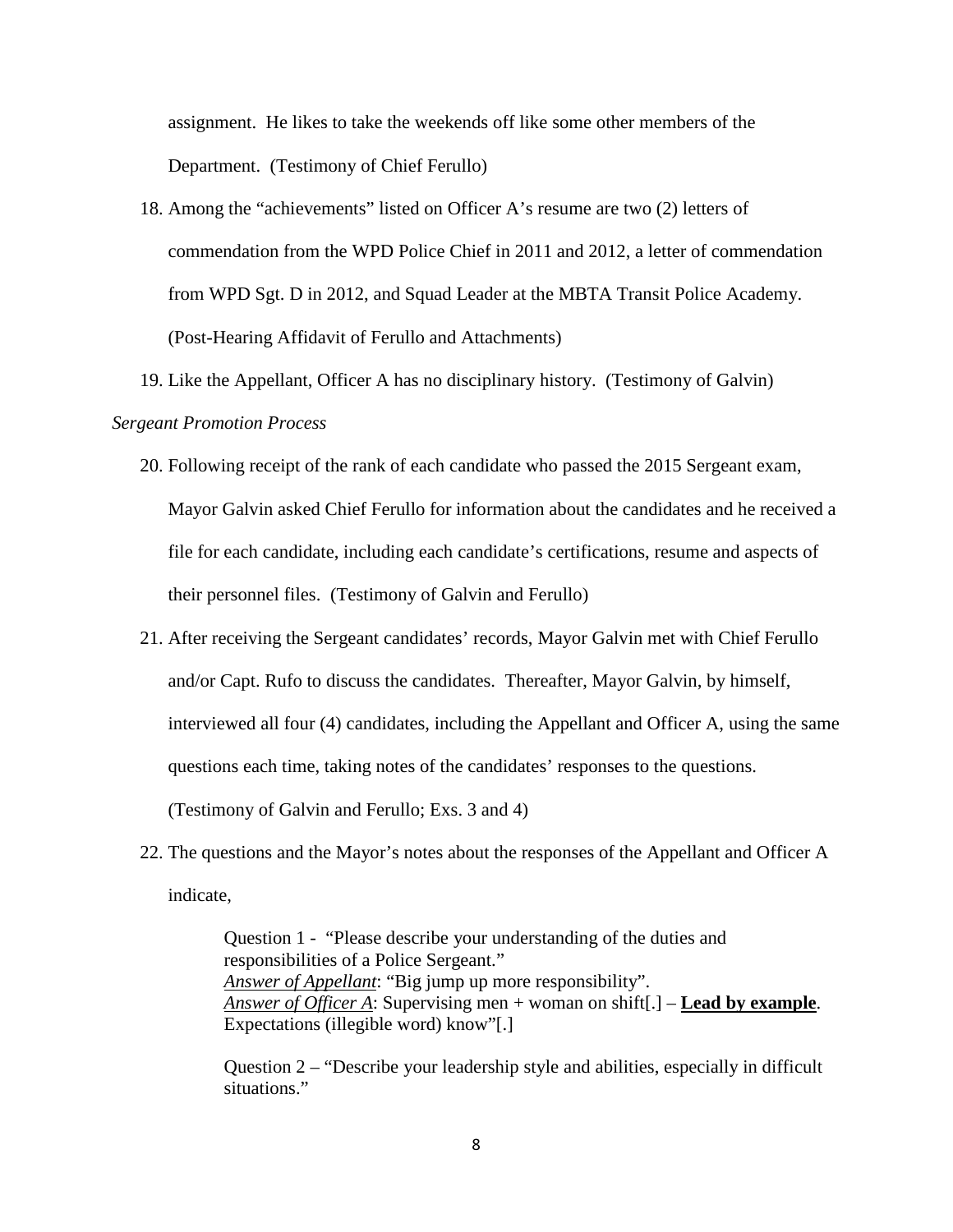assignment. He likes to take the weekends off like some other members of the Department. (Testimony of Chief Ferullo)

18. Among the "achievements" listed on Officer A's resume are two (2) letters of commendation from the WPD Police Chief in 2011 and 2012, a letter of commendation from WPD Sgt. D in 2012, and Squad Leader at the MBTA Transit Police Academy. (Post-Hearing Affidavit of Ferullo and Attachments)

19. Like the Appellant, Officer A has no disciplinary history. (Testimony of Galvin)

*Sergeant Promotion Process*

20. Following receipt of the rank of each candidate who passed the 2015 Sergeant exam, Mayor Galvin asked Chief Ferullo for information about the candidates and he received a file for each candidate, including each candidate's certifications, resume and aspects of their personnel files. (Testimony of Galvin and Ferullo)

21. After receiving the Sergeant candidates' records, Mayor Galvin met with Chief Ferullo and/or Capt. Rufo to discuss the candidates. Thereafter, Mayor Galvin, by himself, interviewed all four (4) candidates, including the Appellant and Officer A, using the same questions each time, taking notes of the candidates' responses to the questions. (Testimony of Galvin and Ferullo; Exs. 3 and 4)

22. The questions and the Mayor's notes about the responses of the Appellant and Officer A indicate,

    Question 1 - "Please describe your understanding of the duties and responsibilities of a Police Sergeant."
    *<u>Answer of Appellant</u>*: "Big jump up more responsibility".
    *<u>Answer of Officer A</u>*: Supervising men + woman on shift[.] – **<u>Lead by example</u>**. Expectations (illegible word) know"[.]

    Question 2 – "Describe your leadership style and abilities, especially in difficult situations."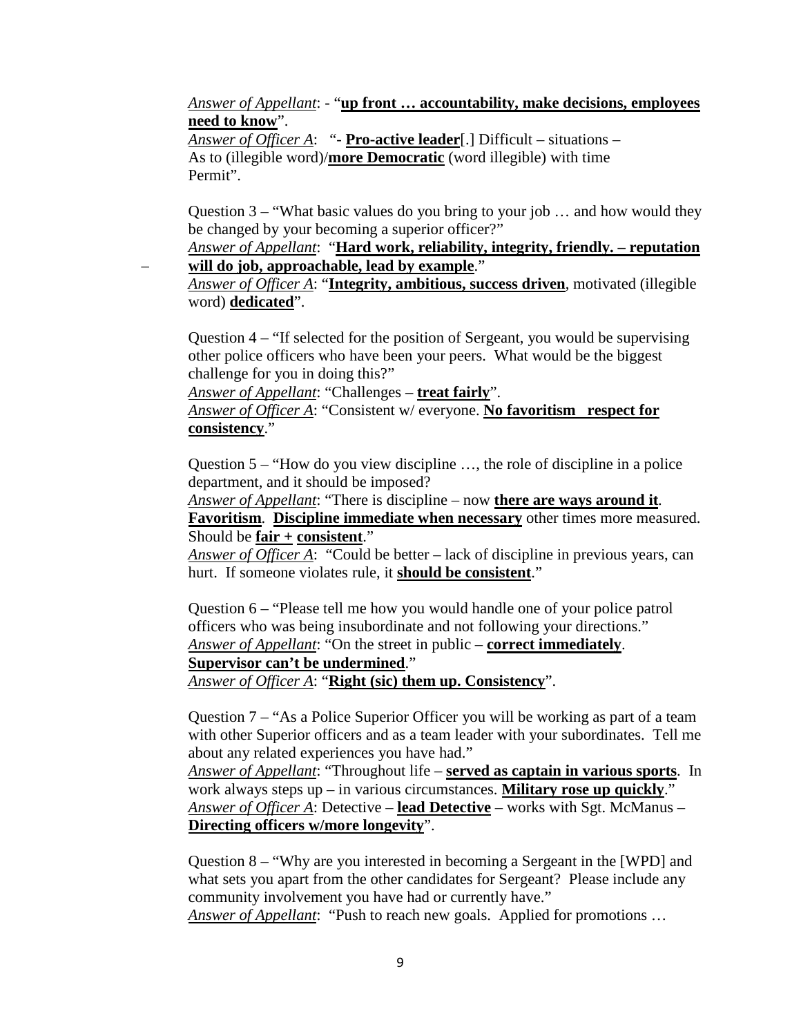*Answer of Appellant*: - "**up front … accountability, make decisions, employees need to know**".
*Answer of Officer A*: "- **Pro-active leader**[.] Difficult – situations – As to (illegible word)/**more Democratic** (word illegible) with time Permit".

Question 3 – "What basic values do you bring to your job … and how would they be changed by your becoming a superior officer?"
*Answer of Appellant*: "**Hard work, reliability, integrity, friendly. – reputation – will do job, approachable, lead by example**."
*Answer of Officer A*: "**Integrity, ambitious, success driven**, motivated (illegible word) **dedicated**".

Question 4 – "If selected for the position of Sergeant, you would be supervising other police officers who have been your peers. What would be the biggest challenge for you in doing this?"
*Answer of Appellant*: "Challenges – **treat fairly**".
*Answer of Officer A*: "Consistent w/ everyone. **No favoritism respect for consistency**."

Question 5 – "How do you view discipline …, the role of discipline in a police department, and it should be imposed?
*Answer of Appellant*: "There is discipline – now **there are ways around it**. **Favoritism**. **Discipline immediate when necessary** other times more measured. Should be **fair +** **consistent**."
*Answer of Officer A*: "Could be better – lack of discipline in previous years, can hurt. If someone violates rule, it **should be consistent**."

Question 6 – "Please tell me how you would handle one of your police patrol officers who was being insubordinate and not following your directions."
*Answer of Appellant*: "On the street in public – **correct immediately**. **Supervisor can't be undermined**."
*Answer of Officer A*: "**Right (sic) them up. Consistency**".

Question 7 – "As a Police Superior Officer you will be working as part of a team with other Superior officers and as a team leader with your subordinates. Tell me about any related experiences you have had."
*Answer of Appellant*: "Throughout life – **served as captain in various sports**. In work always steps up – in various circumstances. **Military rose up quickly**."
*Answer of Officer A*: Detective – **lead Detective** – works with Sgt. McManus – **Directing officers w/more longevity**".

Question 8 – "Why are you interested in becoming a Sergeant in the [WPD] and what sets you apart from the other candidates for Sergeant? Please include any community involvement you have had or currently have."
*Answer of Appellant*: "Push to reach new goals. Applied for promotions …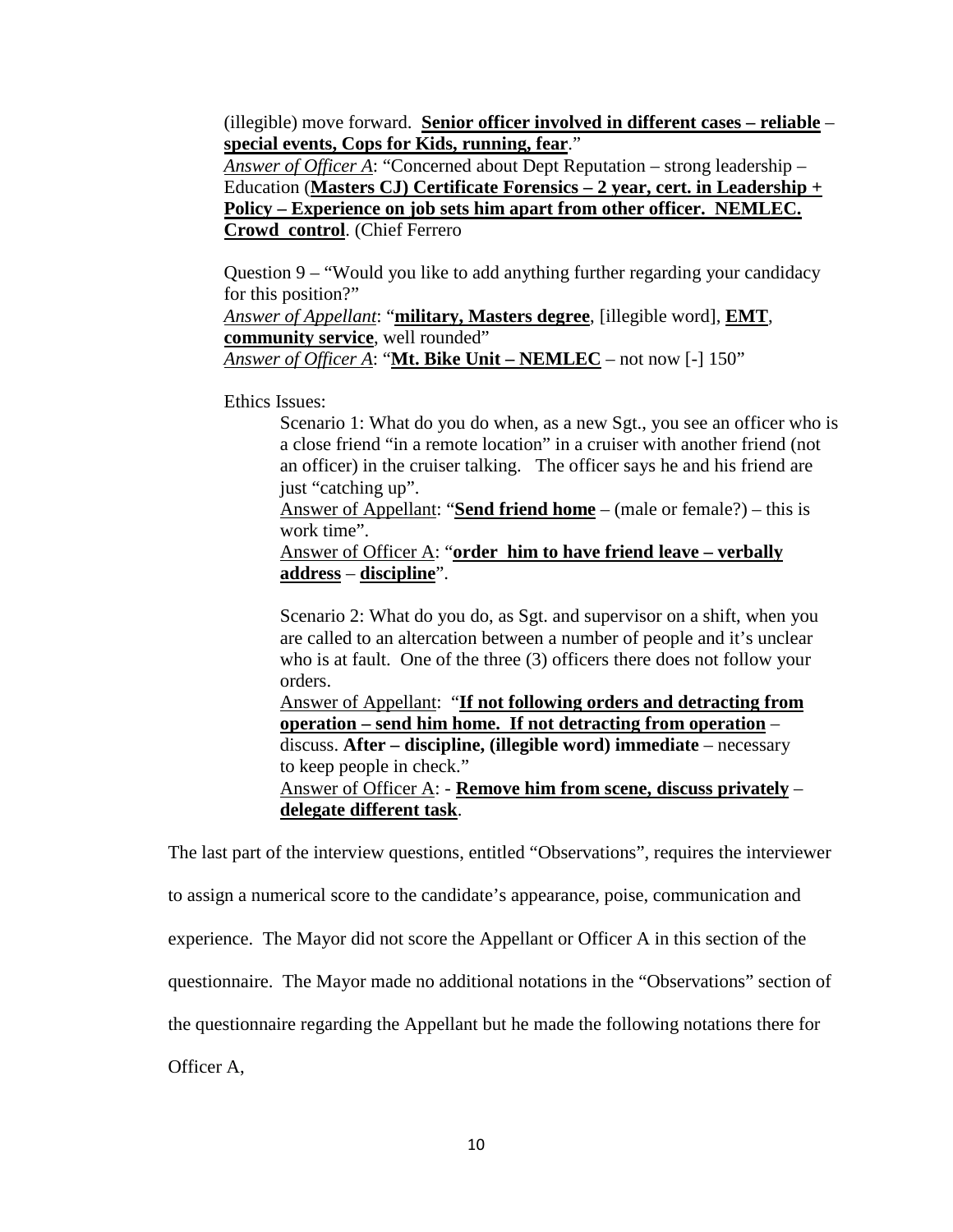(illegible) move forward. **<u>Senior officer involved in different cases – reliable</u>** – **<u>special events, Cops for Kids, running, fear</u>**."

*<u>Answer of Officer A</u>*: "Concerned about Dept Reputation – strong leadership – Education (**<u>Masters CJ) Certificate Forensics – 2 year, cert. in Leadership + Policy – Experience on job sets him apart from other officer. NEMLEC. Crowd control</u>**. (Chief Ferrero

Question 9 – "Would you like to add anything further regarding your candidacy for this position?"

*<u>Answer of Appellant</u>*: "**<u>military, Masters degree</u>**, [illegible word], **<u>EMT</u>**, **<u>community service</u>**, well rounded"

*<u>Answer of Officer A</u>*: "**<u>Mt. Bike Unit – NEMLEC</u>** – not now [-] 150"

Ethics Issues:

> Scenario 1: What do you do when, as a new Sgt., you see an officer who is a close friend "in a remote location" in a cruiser with another friend (not an officer) in the cruiser talking. The officer says he and his friend are just "catching up".
>
> <u>Answer of Appellant</u>: "**<u>Send friend home</u>** – (male or female?) – this is work time".
>
> <u>Answer of Officer A</u>: "**<u>order him to have friend leave – verbally address</u>** – **<u>discipline</u>**".
>
> Scenario 2: What do you do, as Sgt. and supervisor on a shift, when you are called to an altercation between a number of people and it's unclear who is at fault. One of the three (3) officers there does not follow your orders.
>
> <u>Answer of Appellant</u>: "**<u>If not following orders and detracting from operation – send him home. If not detracting from operation</u>** – discuss. **After – discipline, (illegible word) immediate** – necessary to keep people in check."
>
> <u>Answer of Officer A</u>: - **<u>Remove him from scene, discuss privately</u>** – **<u>delegate different task</u>**.

The last part of the interview questions, entitled "Observations", requires the interviewer to assign a numerical score to the candidate's appearance, poise, communication and experience. The Mayor did not score the Appellant or Officer A in this section of the questionnaire. The Mayor made no additional notations in the "Observations" section of the questionnaire regarding the Appellant but he made the following notations there for Officer A,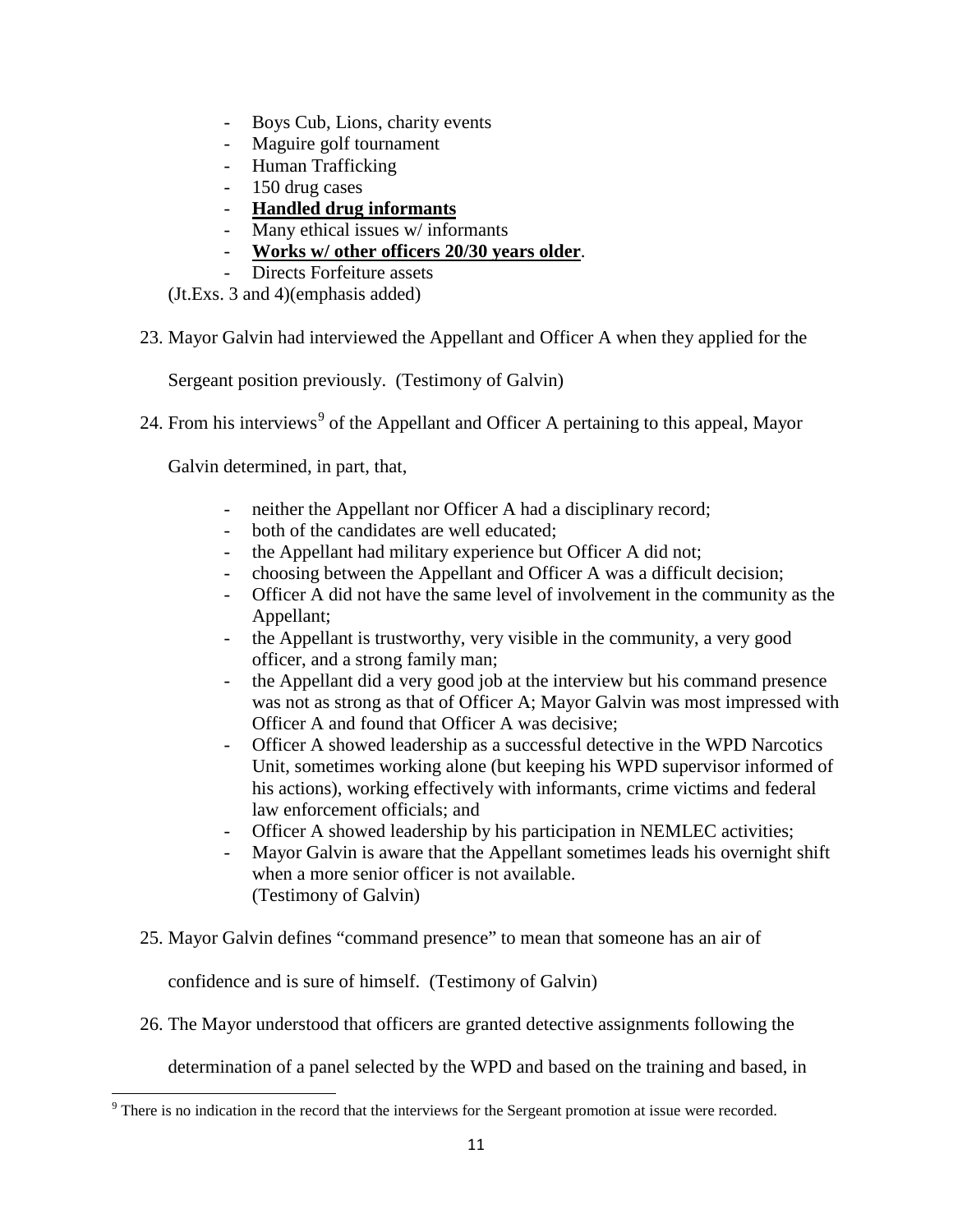- Boys Cub, Lions, charity events
- Maguire golf tournament
- Human Trafficking
- 150 drug cases
- **<u>Handled drug informants</u>**
- Many ethical issues w/ informants
- **<u>Works w/ other officers 20/30 years older</u>**.
- Directs Forfeiture assets

(Jt.Exs. 3 and 4)(emphasis added)

23. Mayor Galvin had interviewed the Appellant and Officer A when they applied for the Sergeant position previously. (Testimony of Galvin)

24. From his interviews[9] of the Appellant and Officer A pertaining to this appeal, Mayor Galvin determined, in part, that,

    - neither the Appellant nor Officer A had a disciplinary record;
    - both of the candidates are well educated;
    - the Appellant had military experience but Officer A did not;
    - choosing between the Appellant and Officer A was a difficult decision;
    - Officer A did not have the same level of involvement in the community as the Appellant;
    - the Appellant is trustworthy, very visible in the community, a very good officer, and a strong family man;
    - the Appellant did a very good job at the interview but his command presence was not as strong as that of Officer A; Mayor Galvin was most impressed with Officer A and found that Officer A was decisive;
    - Officer A showed leadership as a successful detective in the WPD Narcotics Unit, sometimes working alone (but keeping his WPD supervisor informed of his actions), working effectively with informants, crime victims and federal law enforcement officials; and
    - Officer A showed leadership by his participation in NEMLEC activities;
    - Mayor Galvin is aware that the Appellant sometimes leads his overnight shift when a more senior officer is not available.

    (Testimony of Galvin)

25. Mayor Galvin defines "command presence" to mean that someone has an air of confidence and is sure of himself. (Testimony of Galvin)

26. The Mayor understood that officers are granted detective assignments following the determination of a panel selected by the WPD and based on the training and based, in

[9] There is no indication in the record that the interviews for the Sergeant promotion at issue were recorded.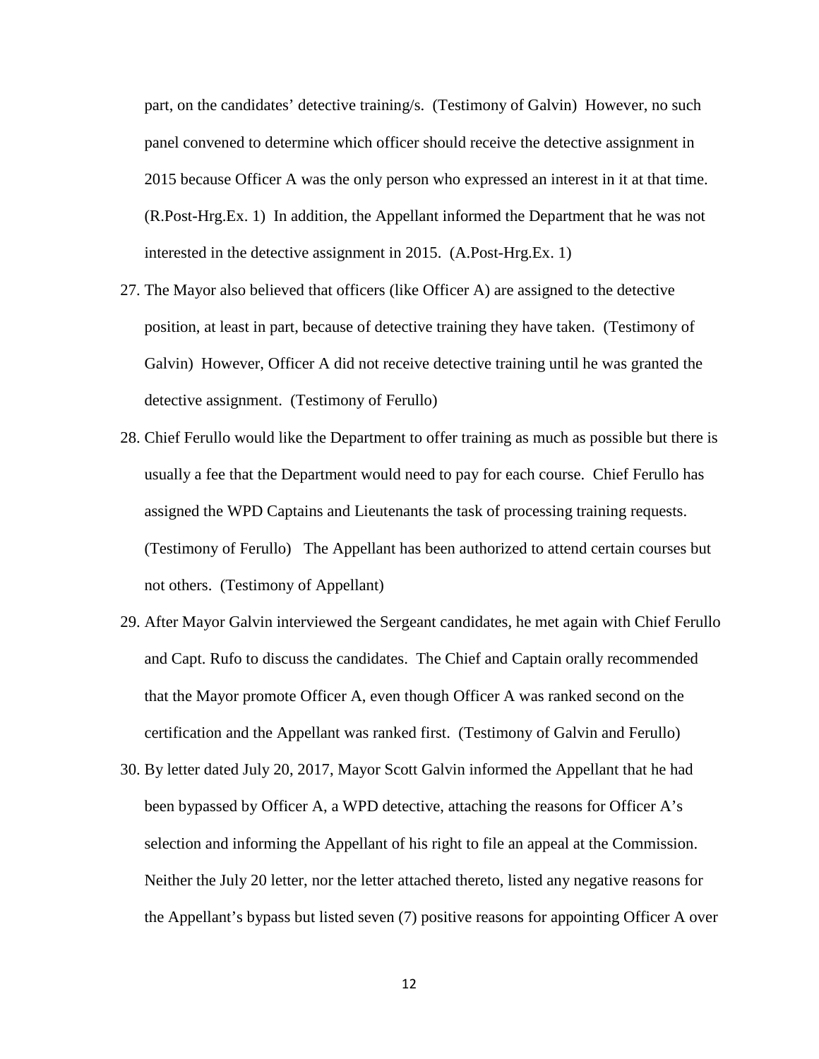part, on the candidates' detective training/s. (Testimony of Galvin) However, no such panel convened to determine which officer should receive the detective assignment in 2015 because Officer A was the only person who expressed an interest in it at that time. (R.Post-Hrg.Ex. 1) In addition, the Appellant informed the Department that he was not interested in the detective assignment in 2015. (A.Post-Hrg.Ex. 1)

27. The Mayor also believed that officers (like Officer A) are assigned to the detective position, at least in part, because of detective training they have taken. (Testimony of Galvin) However, Officer A did not receive detective training until he was granted the detective assignment. (Testimony of Ferullo)
28. Chief Ferullo would like the Department to offer training as much as possible but there is usually a fee that the Department would need to pay for each course. Chief Ferullo has assigned the WPD Captains and Lieutenants the task of processing training requests. (Testimony of Ferullo) The Appellant has been authorized to attend certain courses but not others. (Testimony of Appellant)
29. After Mayor Galvin interviewed the Sergeant candidates, he met again with Chief Ferullo and Capt. Rufo to discuss the candidates. The Chief and Captain orally recommended that the Mayor promote Officer A, even though Officer A was ranked second on the certification and the Appellant was ranked first. (Testimony of Galvin and Ferullo)
30. By letter dated July 20, 2017, Mayor Scott Galvin informed the Appellant that he had been bypassed by Officer A, a WPD detective, attaching the reasons for Officer A's selection and informing the Appellant of his right to file an appeal at the Commission. Neither the July 20 letter, nor the letter attached thereto, listed any negative reasons for the Appellant's bypass but listed seven (7) positive reasons for appointing Officer A over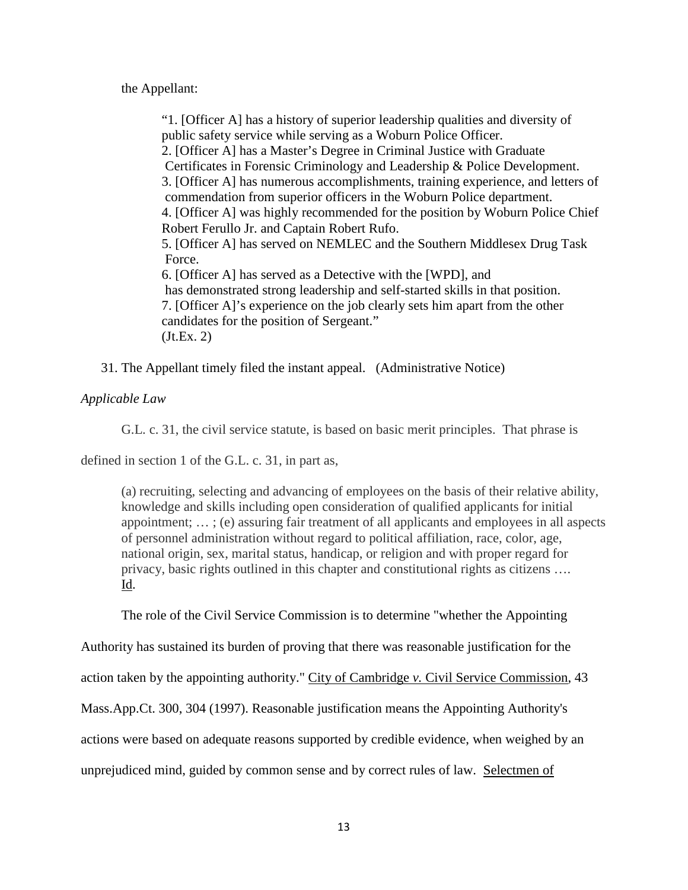the Appellant:

> "1. [Officer A] has a history of superior leadership qualities and diversity of public safety service while serving as a Woburn Police Officer.
> 2. [Officer A] has a Master's Degree in Criminal Justice with Graduate Certificates in Forensic Criminology and Leadership & Police Development.
> 3. [Officer A] has numerous accomplishments, training experience, and letters of commendation from superior officers in the Woburn Police department.
> 4. [Officer A] was highly recommended for the position by Woburn Police Chief Robert Ferullo Jr. and Captain Robert Rufo.
> 5. [Officer A] has served on NEMLEC and the Southern Middlesex Drug Task Force.
> 6. [Officer A] has served as a Detective with the [WPD], and has demonstrated strong leadership and self-started skills in that position.
> 7. [Officer A]'s experience on the job clearly sets him apart from the other candidates for the position of Sergeant."
> (Jt.Ex. 2)

31. The Appellant timely filed the instant appeal. (Administrative Notice)

*Applicable Law*

G.L. c. 31, the civil service statute, is based on basic merit principles. That phrase is defined in section 1 of the G.L. c. 31, in part as,

> (a) recruiting, selecting and advancing of employees on the basis of their relative ability, knowledge and skills including open consideration of qualified applicants for initial appointment; … ; (e) assuring fair treatment of all applicants and employees in all aspects of personnel administration without regard to political affiliation, race, color, age, national origin, sex, marital status, handicap, or religion and with proper regard for privacy, basic rights outlined in this chapter and constitutional rights as citizens …. Id.

The role of the Civil Service Commission is to determine "whether the Appointing Authority has sustained its burden of proving that there was reasonable justification for the action taken by the appointing authority." City of Cambridge *v.* Civil Service Commission, 43 Mass.App.Ct. 300, 304 (1997). Reasonable justification means the Appointing Authority's actions were based on adequate reasons supported by credible evidence, when weighed by an unprejudiced mind, guided by common sense and by correct rules of law. Selectmen of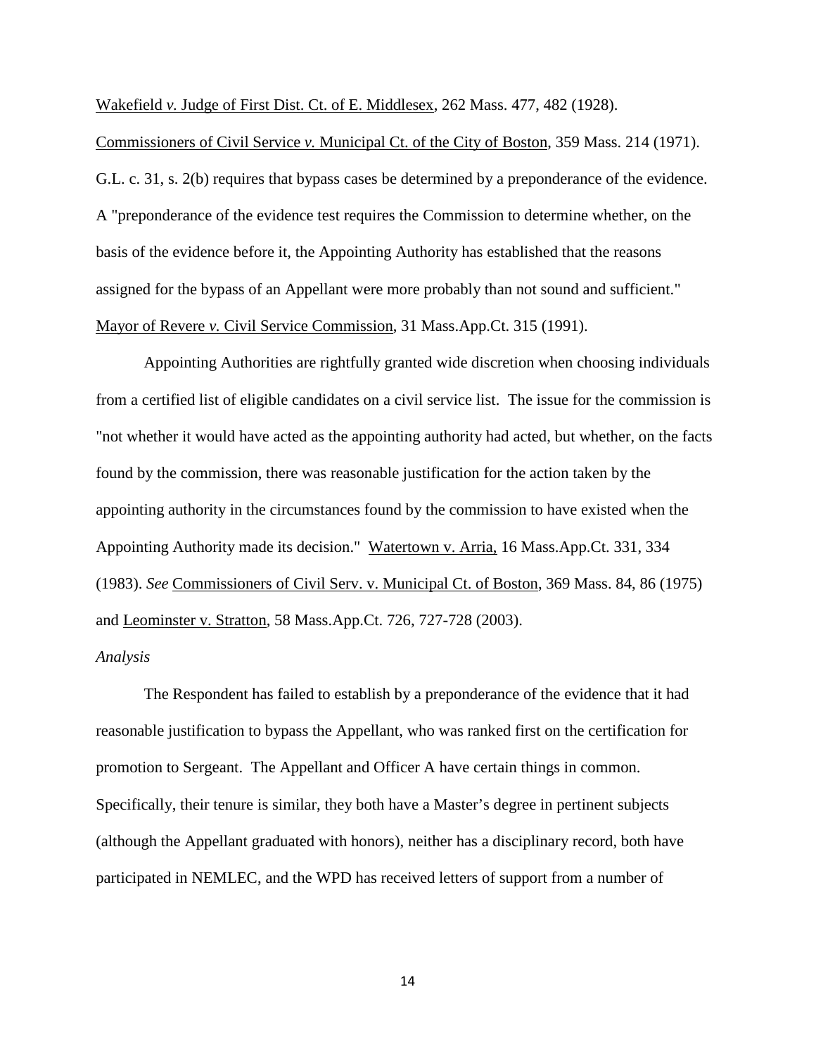Wakefield *v.* Judge of First Dist. Ct. of E. Middlesex, 262 Mass. 477, 482 (1928).

Commissioners of Civil Service *v.* Municipal Ct. of the City of Boston, 359 Mass. 214 (1971). G.L. c. 31, s. 2(b) requires that bypass cases be determined by a preponderance of the evidence. A "preponderance of the evidence test requires the Commission to determine whether, on the basis of the evidence before it, the Appointing Authority has established that the reasons assigned for the bypass of an Appellant were more probably than not sound and sufficient." Mayor of Revere *v.* Civil Service Commission, 31 Mass.App.Ct. 315 (1991).

Appointing Authorities are rightfully granted wide discretion when choosing individuals from a certified list of eligible candidates on a civil service list. The issue for the commission is "not whether it would have acted as the appointing authority had acted, but whether, on the facts found by the commission, there was reasonable justification for the action taken by the appointing authority in the circumstances found by the commission to have existed when the Appointing Authority made its decision." Watertown v. Arria, 16 Mass.App.Ct. 331, 334 (1983). *See* Commissioners of Civil Serv. v. Municipal Ct. of Boston, 369 Mass. 84, 86 (1975) and Leominster v. Stratton, 58 Mass.App.Ct. 726, 727-728 (2003).

*Analysis*

The Respondent has failed to establish by a preponderance of the evidence that it had reasonable justification to bypass the Appellant, who was ranked first on the certification for promotion to Sergeant. The Appellant and Officer A have certain things in common. Specifically, their tenure is similar, they both have a Master's degree in pertinent subjects (although the Appellant graduated with honors), neither has a disciplinary record, both have participated in NEMLEC, and the WPD has received letters of support from a number of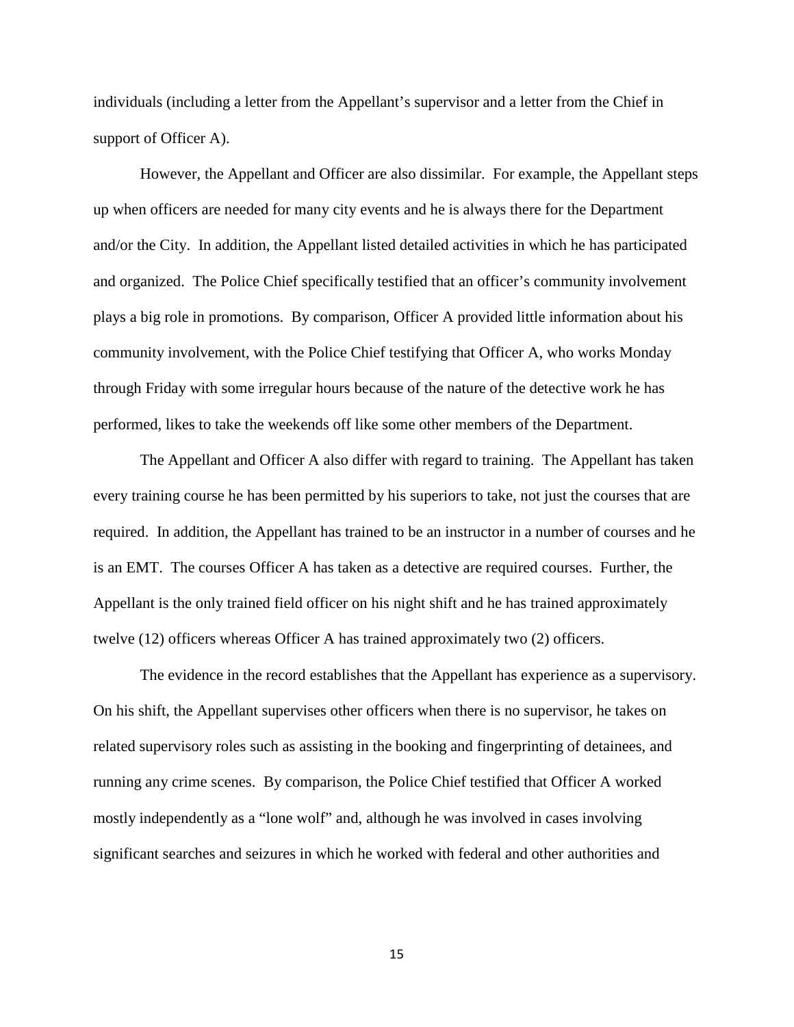individuals (including a letter from the Appellant's supervisor and a letter from the Chief in support of Officer A).

However, the Appellant and Officer are also dissimilar. For example, the Appellant steps up when officers are needed for many city events and he is always there for the Department and/or the City. In addition, the Appellant listed detailed activities in which he has participated and organized. The Police Chief specifically testified that an officer's community involvement plays a big role in promotions. By comparison, Officer A provided little information about his community involvement, with the Police Chief testifying that Officer A, who works Monday through Friday with some irregular hours because of the nature of the detective work he has performed, likes to take the weekends off like some other members of the Department.

The Appellant and Officer A also differ with regard to training. The Appellant has taken every training course he has been permitted by his superiors to take, not just the courses that are required. In addition, the Appellant has trained to be an instructor in a number of courses and he is an EMT. The courses Officer A has taken as a detective are required courses. Further, the Appellant is the only trained field officer on his night shift and he has trained approximately twelve (12) officers whereas Officer A has trained approximately two (2) officers.

The evidence in the record establishes that the Appellant has experience as a supervisory. On his shift, the Appellant supervises other officers when there is no supervisor, he takes on related supervisory roles such as assisting in the booking and fingerprinting of detainees, and running any crime scenes. By comparison, the Police Chief testified that Officer A worked mostly independently as a "lone wolf" and, although he was involved in cases involving significant searches and seizures in which he worked with federal and other authorities and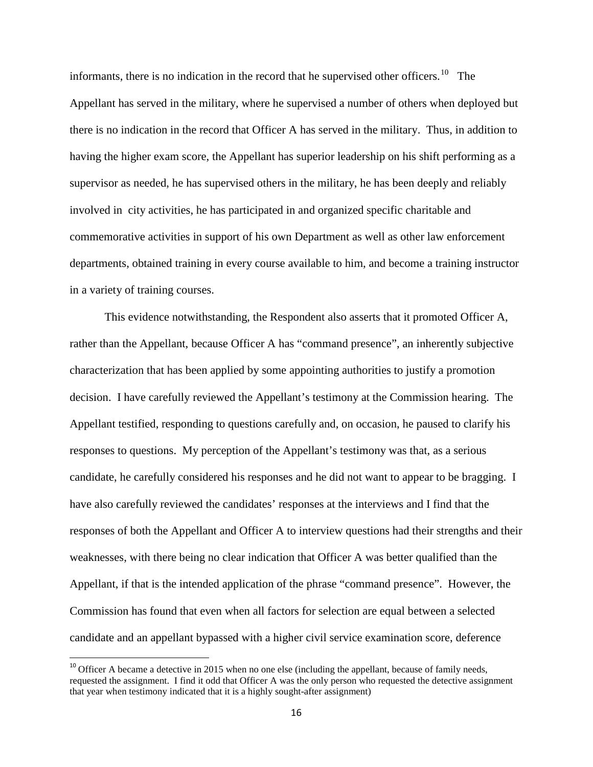informants, there is no indication in the record that he supervised other officers.[10] The Appellant has served in the military, where he supervised a number of others when deployed but there is no indication in the record that Officer A has served in the military. Thus, in addition to having the higher exam score, the Appellant has superior leadership on his shift performing as a supervisor as needed, he has supervised others in the military, he has been deeply and reliably involved in city activities, he has participated in and organized specific charitable and commemorative activities in support of his own Department as well as other law enforcement departments, obtained training in every course available to him, and become a training instructor in a variety of training courses.

This evidence notwithstanding, the Respondent also asserts that it promoted Officer A, rather than the Appellant, because Officer A has "command presence", an inherently subjective characterization that has been applied by some appointing authorities to justify a promotion decision. I have carefully reviewed the Appellant's testimony at the Commission hearing. The Appellant testified, responding to questions carefully and, on occasion, he paused to clarify his responses to questions. My perception of the Appellant's testimony was that, as a serious candidate, he carefully considered his responses and he did not want to appear to be bragging. I have also carefully reviewed the candidates' responses at the interviews and I find that the responses of both the Appellant and Officer A to interview questions had their strengths and their weaknesses, with there being no clear indication that Officer A was better qualified than the Appellant, if that is the intended application of the phrase "command presence". However, the Commission has found that even when all factors for selection are equal between a selected candidate and an appellant bypassed with a higher civil service examination score, deference

---

[10] Officer A became a detective in 2015 when no one else (including the appellant, because of family needs, requested the assignment. I find it odd that Officer A was the only person who requested the detective assignment that year when testimony indicated that it is a highly sought-after assignment)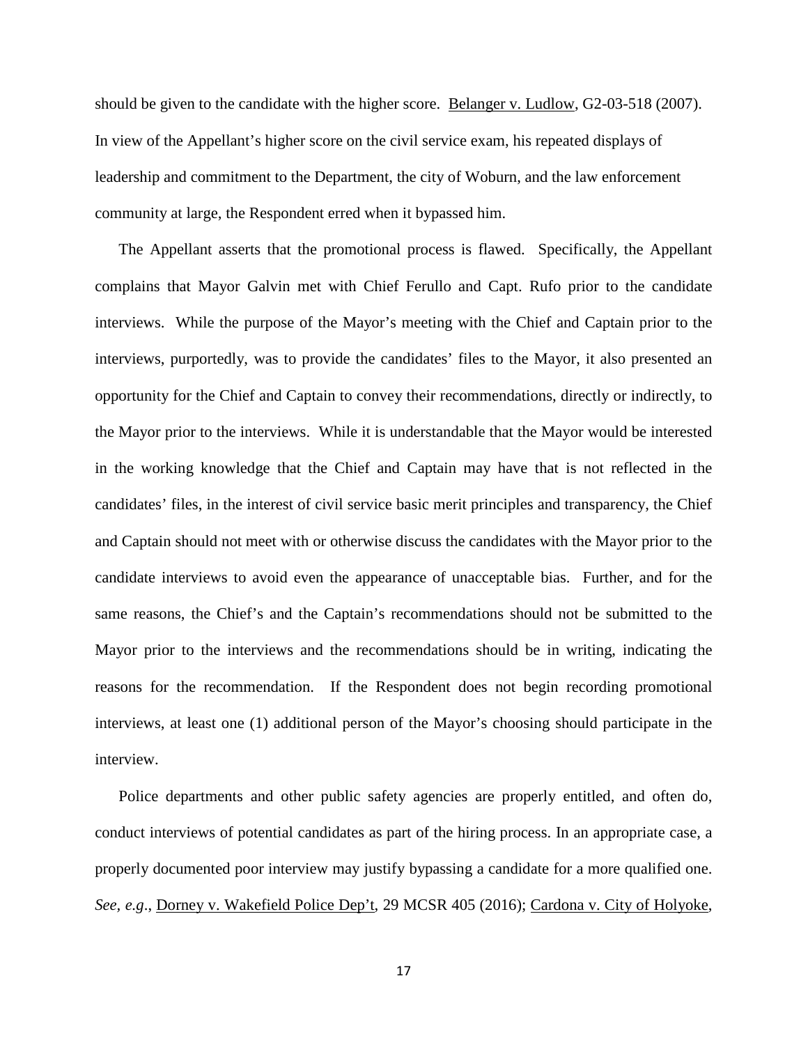should be given to the candidate with the higher score. Belanger v. Ludlow, G2-03-518 (2007). In view of the Appellant's higher score on the civil service exam, his repeated displays of leadership and commitment to the Department, the city of Woburn, and the law enforcement community at large, the Respondent erred when it bypassed him.

The Appellant asserts that the promotional process is flawed. Specifically, the Appellant complains that Mayor Galvin met with Chief Ferullo and Capt. Rufo prior to the candidate interviews. While the purpose of the Mayor's meeting with the Chief and Captain prior to the interviews, purportedly, was to provide the candidates' files to the Mayor, it also presented an opportunity for the Chief and Captain to convey their recommendations, directly or indirectly, to the Mayor prior to the interviews. While it is understandable that the Mayor would be interested in the working knowledge that the Chief and Captain may have that is not reflected in the candidates' files, in the interest of civil service basic merit principles and transparency, the Chief and Captain should not meet with or otherwise discuss the candidates with the Mayor prior to the candidate interviews to avoid even the appearance of unacceptable bias. Further, and for the same reasons, the Chief's and the Captain's recommendations should not be submitted to the Mayor prior to the interviews and the recommendations should be in writing, indicating the reasons for the recommendation. If the Respondent does not begin recording promotional interviews, at least one (1) additional person of the Mayor's choosing should participate in the interview.

Police departments and other public safety agencies are properly entitled, and often do, conduct interviews of potential candidates as part of the hiring process. In an appropriate case, a properly documented poor interview may justify bypassing a candidate for a more qualified one. *See, e.g.*, Dorney v. Wakefield Police Dep't, 29 MCSR 405 (2016); Cardona v. City of Holyoke,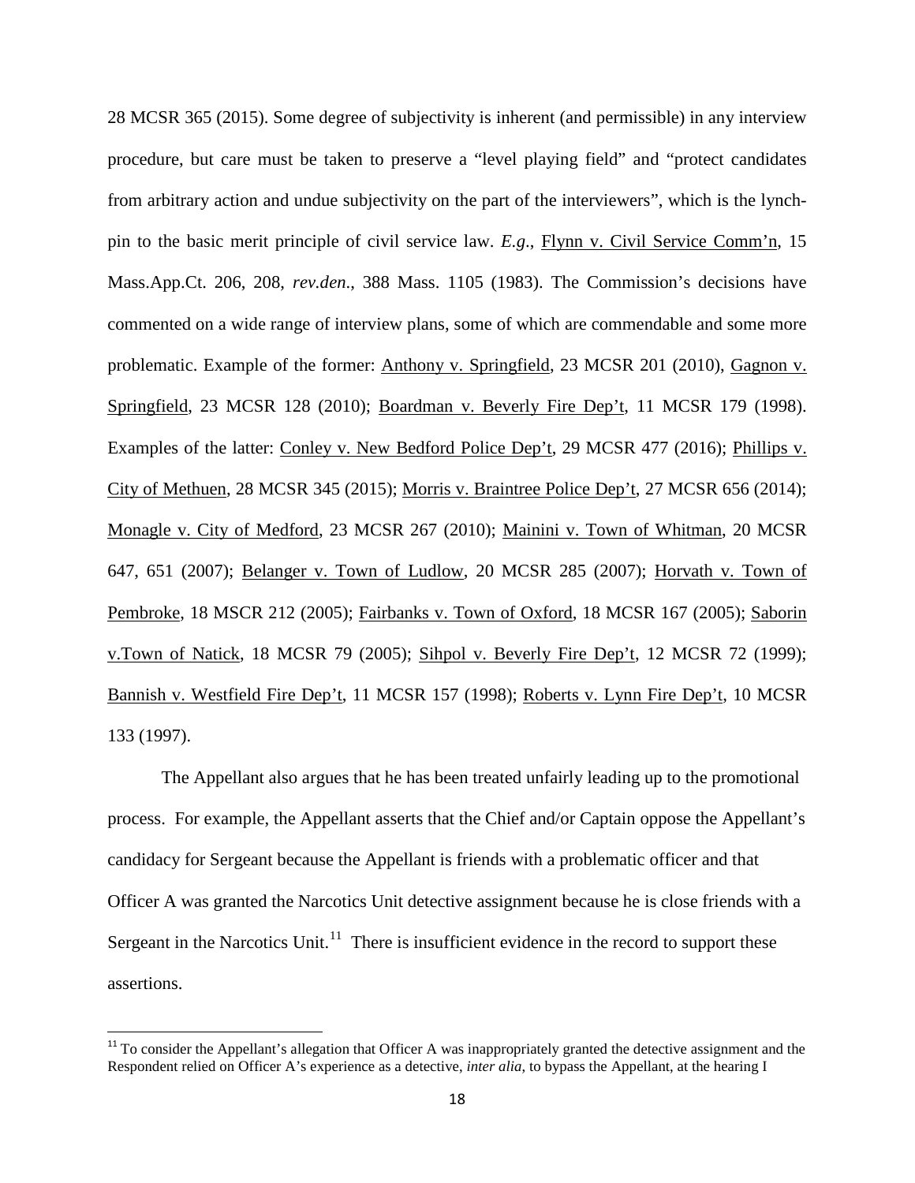28 MCSR 365 (2015). Some degree of subjectivity is inherent (and permissible) in any interview procedure, but care must be taken to preserve a "level playing field" and "protect candidates from arbitrary action and undue subjectivity on the part of the interviewers", which is the lynch-pin to the basic merit principle of civil service law. *E.g.*, Flynn v. Civil Service Comm'n, 15 Mass.App.Ct. 206, 208, *rev.den.*, 388 Mass. 1105 (1983). The Commission's decisions have commented on a wide range of interview plans, some of which are commendable and some more problematic. Example of the former: Anthony v. Springfield, 23 MCSR 201 (2010), Gagnon v. Springfield, 23 MCSR 128 (2010); Boardman v. Beverly Fire Dep't, 11 MCSR 179 (1998). Examples of the latter: Conley v. New Bedford Police Dep't, 29 MCSR 477 (2016); Phillips v. City of Methuen, 28 MCSR 345 (2015); Morris v. Braintree Police Dep't, 27 MCSR 656 (2014); Monagle v. City of Medford, 23 MCSR 267 (2010); Mainini v. Town of Whitman, 20 MCSR 647, 651 (2007); Belanger v. Town of Ludlow, 20 MCSR 285 (2007); Horvath v. Town of Pembroke, 18 MSCR 212 (2005); Fairbanks v. Town of Oxford, 18 MCSR 167 (2005); Saborin v.Town of Natick, 18 MCSR 79 (2005); Sihpol v. Beverly Fire Dep't, 12 MCSR 72 (1999); Bannish v. Westfield Fire Dep't, 11 MCSR 157 (1998); Roberts v. Lynn Fire Dep't, 10 MCSR 133 (1997).

The Appellant also argues that he has been treated unfairly leading up to the promotional process. For example, the Appellant asserts that the Chief and/or Captain oppose the Appellant's candidacy for Sergeant because the Appellant is friends with a problematic officer and that Officer A was granted the Narcotics Unit detective assignment because he is close friends with a Sergeant in the Narcotics Unit.[11] There is insufficient evidence in the record to support these assertions.

---

[11] To consider the Appellant's allegation that Officer A was inappropriately granted the detective assignment and the Respondent relied on Officer A's experience as a detective, *inter alia*, to bypass the Appellant, at the hearing I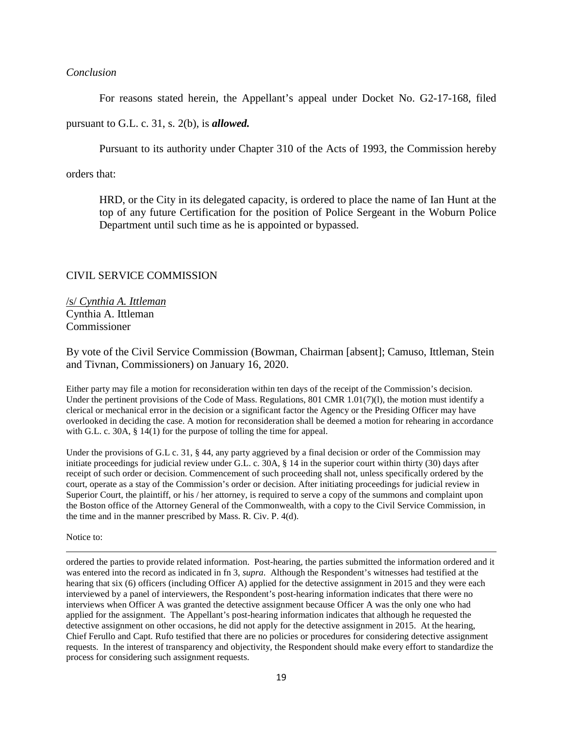*Conclusion*

For reasons stated herein, the Appellant's appeal under Docket No. G2-17-168, filed pursuant to G.L. c. 31, s. 2(b), is ***allowed.***

Pursuant to its authority under Chapter 310 of the Acts of 1993, the Commission hereby orders that:

> HRD, or the City in its delegated capacity, is ordered to place the name of Ian Hunt at the top of any future Certification for the position of Police Sergeant in the Woburn Police Department until such time as he is appointed or bypassed.

CIVIL SERVICE COMMISSION

/s/ *Cynthia A. Ittleman*
Cynthia A. Ittleman
Commissioner

By vote of the Civil Service Commission (Bowman, Chairman [absent]; Camuso, Ittleman, Stein and Tivnan, Commissioners) on January 16, 2020.

Either party may file a motion for reconsideration within ten days of the receipt of the Commission's decision. Under the pertinent provisions of the Code of Mass. Regulations, 801 CMR 1.01(7)(l), the motion must identify a clerical or mechanical error in the decision or a significant factor the Agency or the Presiding Officer may have overlooked in deciding the case. A motion for reconsideration shall be deemed a motion for rehearing in accordance with G.L. c. 30A, § 14(1) for the purpose of tolling the time for appeal.

Under the provisions of G.L c. 31, § 44, any party aggrieved by a final decision or order of the Commission may initiate proceedings for judicial review under G.L. c. 30A, § 14 in the superior court within thirty (30) days after receipt of such order or decision. Commencement of such proceeding shall not, unless specifically ordered by the court, operate as a stay of the Commission's order or decision. After initiating proceedings for judicial review in Superior Court, the plaintiff, or his / her attorney, is required to serve a copy of the summons and complaint upon the Boston office of the Attorney General of the Commonwealth, with a copy to the Civil Service Commission, in the time and in the manner prescribed by Mass. R. Civ. P. 4(d).

Notice to:

---

ordered the parties to provide related information. Post-hearing, the parties submitted the information ordered and it was entered into the record as indicated in fn 3, *supra*. Although the Respondent's witnesses had testified at the hearing that six (6) officers (including Officer A) applied for the detective assignment in 2015 and they were each interviewed by a panel of interviewers, the Respondent's post-hearing information indicates that there were no interviews when Officer A was granted the detective assignment because Officer A was the only one who had applied for the assignment. The Appellant's post-hearing information indicates that although he requested the detective assignment on other occasions, he did not apply for the detective assignment in 2015. At the hearing, Chief Ferullo and Capt. Rufo testified that there are no policies or procedures for considering detective assignment requests. In the interest of transparency and objectivity, the Respondent should make every effort to standardize the process for considering such assignment requests.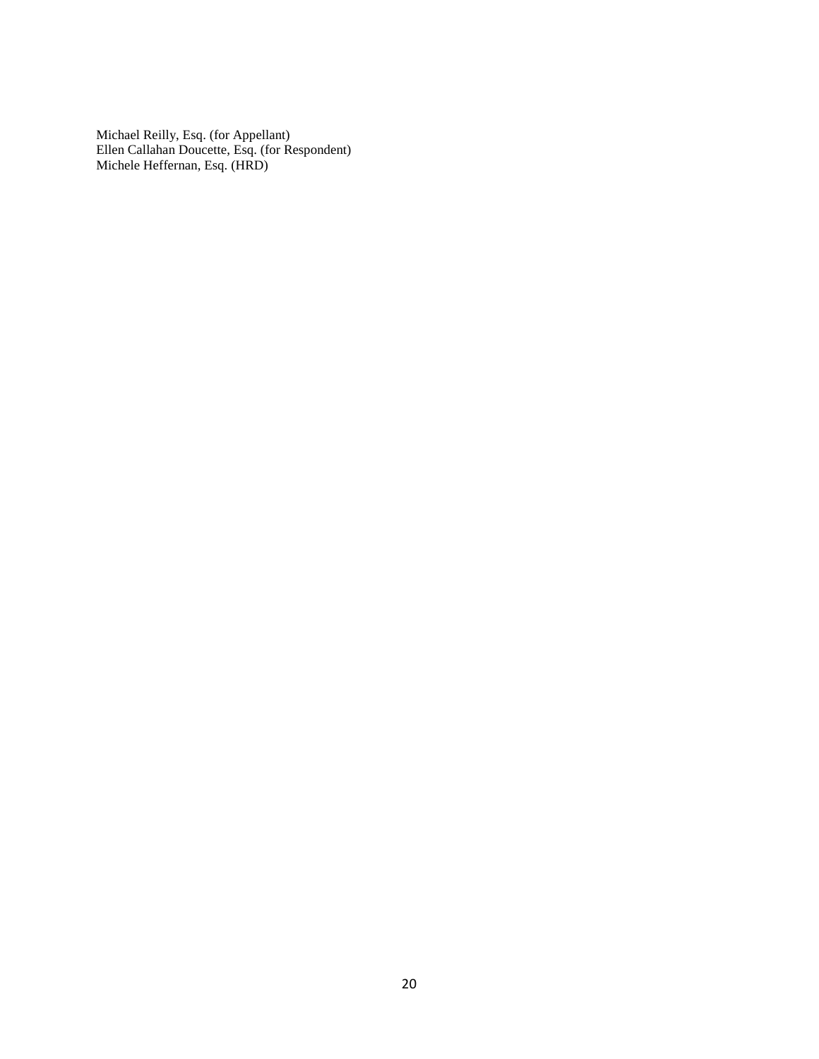Michael Reilly, Esq. (for Appellant)
Ellen Callahan Doucette, Esq. (for Respondent)
Michele Heffernan, Esq. (HRD)